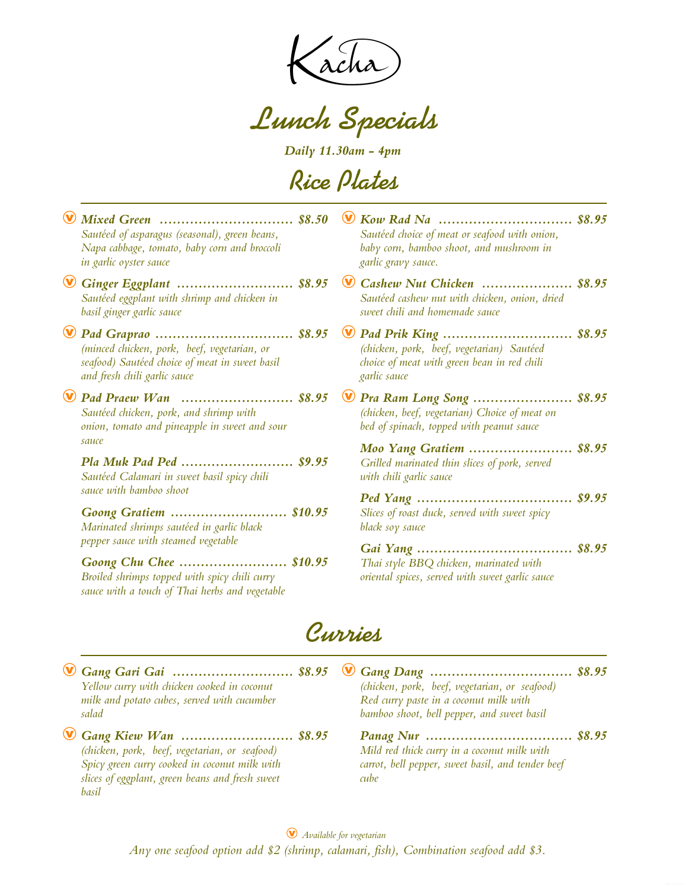# Kacha

## Lunch Specials

***Daily 11.30am - 4pm***

## Rice Plates

Ⓥ ***Mixed Green ............................... $8.50***
*Sautéed of asparagus (seasonal), green beans, Napa cabbage, tomato, baby corn and broccoli in garlic oyster sauce*

Ⓥ ***Ginger Eggplant .......................... $8.95***
*Sautéed eggplant with shrimp and chicken in basil ginger garlic sauce*

Ⓥ ***Pad Graprao ................................ $8.95***
*(minced chicken, pork, beef, vegetarian, or seafood) Sautéed choice of meat in sweet basil and fresh chili garlic sauce*

Ⓥ ***Pad Praew Wan ......................... $8.95***
*Sautéed chicken, pork, and shrimp with onion, tomato and pineapple in sweet and sour sauce*

***Pla Muk Pad Ped ......................... $9.95***
*Sautéed Calamari in sweet basil spicy chili sauce with bamboo shoot*

***Goong Gratiem .......................... $10.95***
*Marinated shrimps sautéed in garlic black pepper sauce with steamed vegetable*

***Goong Chu Chee ........................ $10.95***
*Broiled shrimps topped with spicy chili curry sauce with a touch of Thai herbs and vegetable*

Ⓥ ***Kow Rad Na .............................. $8.95***
*Sautéed choice of meat or seafood with onion, baby corn, bamboo shoot, and mushroom in garlic gravy sauce.*

Ⓥ ***Cashew Nut Chicken .................... $8.95***
*Sautéed cashew nut with chicken, onion, dried sweet chili and homemade sauce*

Ⓥ ***Pad Prik King ............................. $8.95***
*(chicken, pork, beef, vegetarian) Sautéed choice of meat with green bean in red chili garlic sauce*

Ⓥ ***Pra Ram Long Song ...................... $8.95***
*(chicken, beef, vegetarian) Choice of meat on bed of spinach, topped with peanut sauce*

***Moo Yang Gratiem ....................... $8.95***
*Grilled marinated thin slices of pork, served with chili garlic sauce*

***Ped Yang ................................... $9.95***
*Slices of roast duck, served with sweet spicy black soy sauce*

***Gai Yang ................................... $8.95***
*Thai style BBQ chicken, marinated with oriental spices, served with sweet garlic sauce*

## Curries

Ⓥ ***Gang Gari Gai ........................... $8.95***
*Yellow curry with chicken cooked in coconut milk and potato cubes, served with cucumber salad*

Ⓥ ***Gang Kiew Wan ......................... $8.95***
*(chicken, pork, beef, vegetarian, or seafood) Spicy green curry cooked in coconut milk with slices of eggplant, green beans and fresh sweet basil*

Ⓥ ***Gang Dang ................................ $8.95***
*(chicken, pork, beef, vegetarian, or seafood) Red curry paste in a coconut milk with bamboo shoot, bell pepper, and sweet basil*

***Panag Nur ................................. $8.95***
*Mild red thick curry in a coconut milk with carrot, bell pepper, sweet basil, and tender beef cube*

Ⓥ *Available for vegetarian*

*Any one seafood option add $2 (shrimp, calamari, fish), Combination seafood add $3.*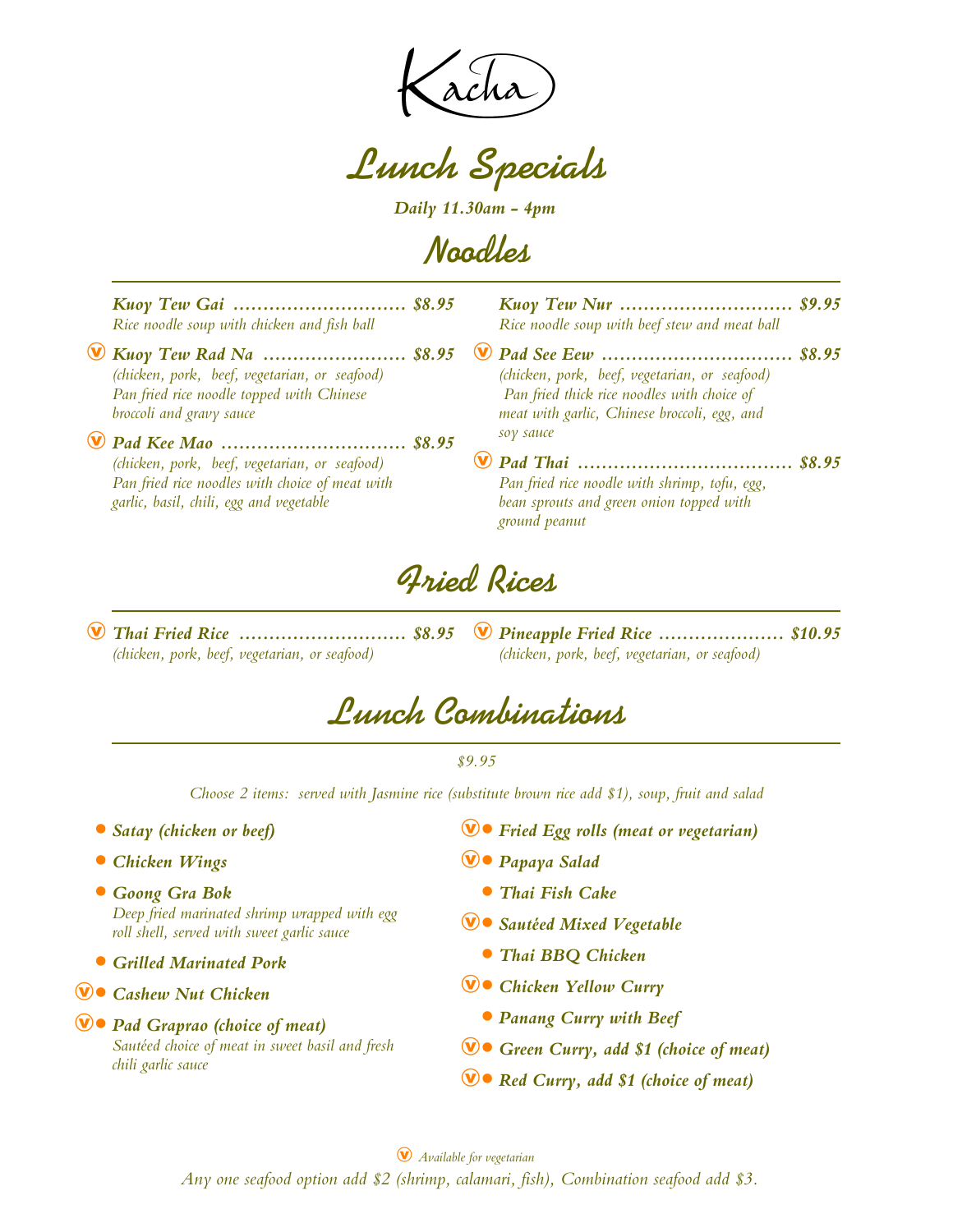# Kacha

# Lunch Specials

*Daily 11.30am – 4pm*

## Noodles

**Kuoy Tew Gai ............................ $8.95**
*Rice noodle soup with chicken and fish ball*

Ⓥ **Kuoy Tew Rad Na ....................... $8.95**
*(chicken, pork, beef, vegetarian, or seafood)*
*Pan fried rice noodle topped with Chinese broccoli and gravy sauce*

Ⓥ **Pad Kee Mao .............................. $8.95**
*(chicken, pork, beef, vegetarian, or seafood)*
*Pan fried rice noodles with choice of meat with garlic, basil, chili, egg and vegetable*

**Kuoy Tew Nur ............................ $9.95**
*Rice noodle soup with beef stew and meat ball*

Ⓥ **Pad See Eew ............................... $8.95**
*(chicken, pork, beef, vegetarian, or seafood)*
*Pan fried thick rice noodles with choice of meat with garlic, Chinese broccoli, egg, and soy sauce*

Ⓥ **Pad Thai .................................. $8.95**
*Pan fried rice noodle with shrimp, tofu, egg, bean sprouts and green onion topped with ground peanut*

## Fried Rices

Ⓥ **Thai Fried Rice ........................... $8.95**
*(chicken, pork, beef, vegetarian, or seafood)*

Ⓥ **Pineapple Fried Rice .................... $10.95**
*(chicken, pork, beef, vegetarian, or seafood)*

## Lunch Combinations

*$9.95*

*Choose 2 items: served with Jasmine rice (substitute brown rice add $1), soup, fruit and salad*

- **Satay (chicken or beef)**
- **Chicken Wings**
- **Goong Gra Bok**
  *Deep fried marinated shrimp wrapped with egg roll shell, served with sweet garlic sauce*
- **Grilled Marinated Pork**
- Ⓥ **Cashew Nut Chicken**
- Ⓥ **Pad Graprao (choice of meat)**
  *Sautéed choice of meat in sweet basil and fresh chili garlic sauce*
- Ⓥ **Fried Egg rolls (meat or vegetarian)**
- Ⓥ **Papaya Salad**
- **Thai Fish Cake**
- Ⓥ **Sautéed Mixed Vegetable**
- **Thai BBQ Chicken**
- Ⓥ **Chicken Yellow Curry**
- **Panang Curry with Beef**
- Ⓥ **Green Curry, add $1 (choice of meat)**
- Ⓥ **Red Curry, add $1 (choice of meat)**

Ⓥ *Available for vegetarian*

*Any one seafood option add $2 (shrimp, calamari, fish), Combination seafood add $3.*